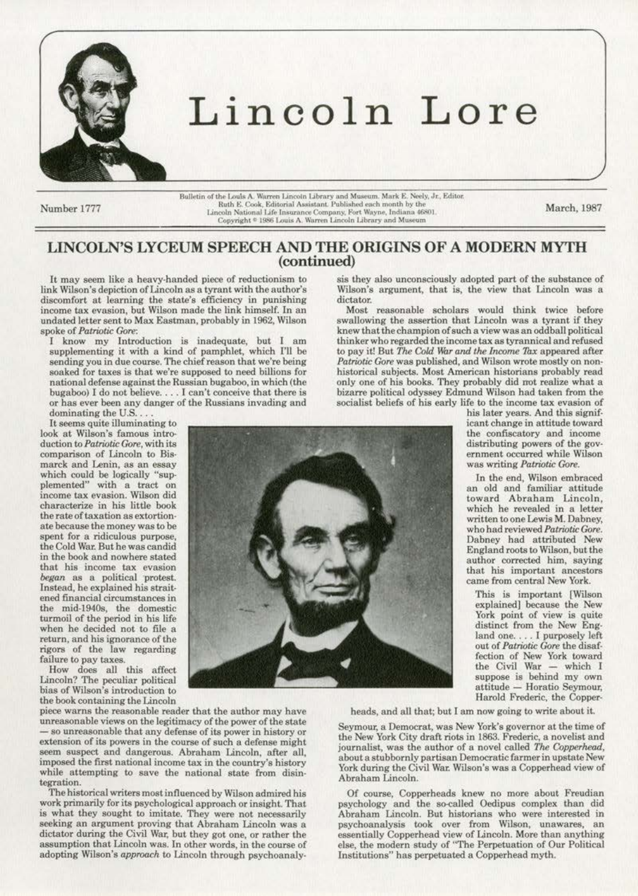# Lincoln Lore

Number 1777

Bulletin of the Louis A. Warren Lincoln Library and Museum. Mark E. Neely, Jr., Editor. Ruth E. Cook, Editorial Assistant. Published each month by the Lincoln National Life Insurance Company, Fort Wayne, Indiana 46801. Copyright © 1986 Louis A. Warren Lincoln Library and Museum

March, 1987

## LINCOLN'S LYCEUM SPEECH AND THE ORIGINS OF A MODERN MYTH (continued)

It may seem like a heavy-handed piece of reductionism to link Wilson's depiction of Lincoln as a tyrant with the author's discomfort at learning the state's efficiency in punishing income tax evasion, but Wilson made the link himself. In an undated letter sent to Max Eastman, probably in 1962, Wilson spoke of *Patriotic Gore*:

> I know my Introduction is inadequate, but I am supplementing it with a kind of pamphlet, which I'll be sending you in due course. The chief reason that we're being soaked for taxes is that we're supposed to need billions for national defense against the Russian bugaboo, in which (the bugaboo) I do not believe. . . . I can't conceive that there is or has ever been any danger of the Russians invading and dominating the U.S. . . .

It seems quite illuminating to look at Wilson's famous introduction to *Patriotic Gore*, with its comparison of Lincoln to Bismarck and Lenin, as an essay which could be logically "supplemented" with a tract on income tax evasion. Wilson did characterize in his little book the rate of taxation as extortionate because the money was to be spent for a ridiculous purpose, the Cold War. But he was candid in the book and nowhere stated that his income tax evasion *began* as a political protest. Instead, he explained his straitened financial circumstances in the mid-1940s, the domestic turmoil of the period in his life when he decided not to file a return, and his ignorance of the rigors of the law regarding failure to pay taxes.

How does all this affect Lincoln? The peculiar political bias of Wilson's introduction to the book containing the Lincoln piece warns the reasonable reader that the author may have unreasonable views on the legitimacy of the power of the state — so unreasonable that any defense of its power in history or extension of its powers in the course of such a defense might seem suspect and dangerous. Abraham Lincoln, after all, imposed the first national income tax in the country's history while attempting to save the national state from disintegration.

The historical writers most influenced by Wilson admired his work primarily for its psychological approach or insight. That is what they sought to imitate. They were not necessarily seeking an argument proving that Abraham Lincoln was a dictator during the Civil War, but they got one, or rather the assumption that Lincoln was. In other words, in the course of adopting Wilson's *approach* to Lincoln through psychoanalysis they also unconsciously adopted part of the substance of Wilson's argument, that is, the view that Lincoln was a dictator.

Most reasonable scholars would think twice before swallowing the assertion that Lincoln was a tyrant if they knew that the champion of such a view was an oddball political thinker who regarded the income tax as tyrannical and refused to pay it! But *The Cold War and the Income Tax* appeared after *Patriotic Gore* was published, and Wilson wrote mostly on non-historical subjects. Most American historians probably read only one of his books. They probably did not realize what a bizarre political odyssey Edmund Wilson had taken from the socialist beliefs of his early life to the income tax evasion of his later years. And this significant change in attitude toward the confiscatory and income distributing powers of the government occurred while Wilson was writing *Patriotic Gore*.

In the end, Wilson embraced an old and familiar attitude toward Abraham Lincoln, which he revealed in a letter written to one Lewis M. Dabney, who had reviewed *Patriotic Gore*. Dabney had attributed New England roots to Wilson, but the author corrected him, saying that his important ancestors came from central New York.

> This is important [Wilson explained] because the New York point of view is quite distinct from the New England one. . . . I purposely left out of *Patriotic Gore* the disaffection of New York toward the Civil War — which I suppose is behind my own attitude — Horatio Seymour, Harold Frederic, the Copperheads, and all that; but I am now going to write about it.

Seymour, a Democrat, was New York's governor at the time of the New York City draft riots in 1863. Frederic, a novelist and journalist, was the author of a novel called *The Copperhead*, about a stubbornly partisan Democratic farmer in upstate New York during the Civil War. Wilson's was a Copperhead view of Abraham Lincoln.

Of course, Copperheads knew no more about Freudian psychology and the so-called Oedipus complex than did Abraham Lincoln. But historians who were interested in psychoanalysis took over from Wilson, unawares, an essentially Copperhead view of Lincoln. More than anything else, the modern study of "The Perpetuation of Our Political Institutions" has perpetuated a Copperhead myth.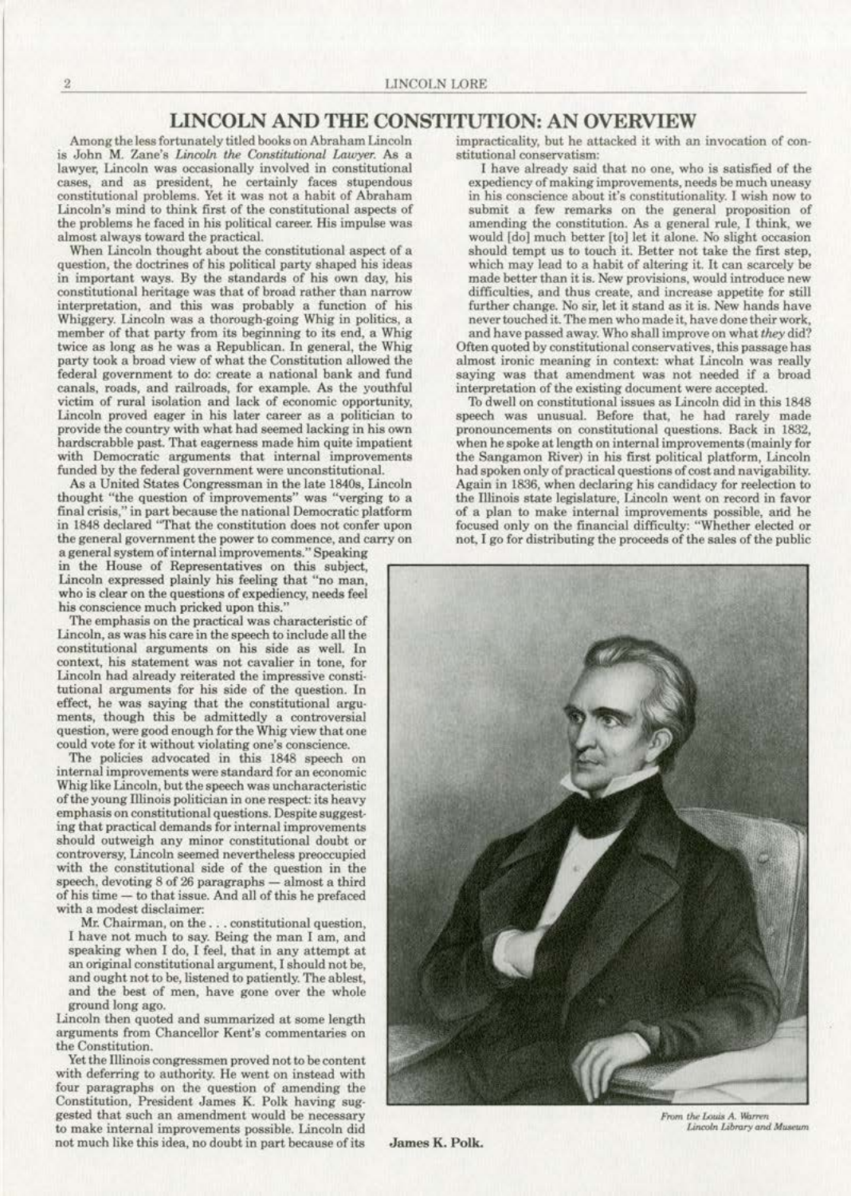# LINCOLN AND THE CONSTITUTION: AN OVERVIEW

Among the less fortunately titled books on Abraham Lincoln is John M. Zane's *Lincoln the Constitutional Lawyer.* As a lawyer, Lincoln was occasionally involved in constitutional cases, and as president, he certainly faces stupendous constitutional problems. Yet it was not a habit of Abraham Lincoln's mind to think first of the constitutional aspects of the problems he faced in his political career. His impulse was almost always toward the practical.

When Lincoln thought about the constitutional aspect of a question, the doctrines of his political party shaped his ideas in important ways. By the standards of his own day, his constitutional heritage was that of broad rather than narrow interpretation, and this was probably a function of his Whiggery. Lincoln was a thorough-going Whig in politics, a member of that party from its beginning to its end, a Whig twice as long as he was a Republican. In general, the Whig party took a broad view of what the Constitution allowed the federal government to do: create a national bank and fund canals, roads, and railroads, for example. As the youthful victim of rural isolation and lack of economic opportunity, Lincoln proved eager in his later career as a politician to provide the country with what had seemed lacking in his own hardscrabble past. That eagerness made him quite impatient with Democratic arguments that internal improvements funded by the federal government were unconstitutional.

As a United States Congressman in the late 1840s, Lincoln thought "the question of improvements" was "verging to a final crisis," in part because the national Democratic platform in 1848 declared "That the constitution does not confer upon the general government the power to commence, and carry on a general system of internal improvements." Speaking in the House of Representatives on this subject, Lincoln expressed plainly his feeling that "no man, who is clear on the questions of expediency, needs feel his conscience much pricked upon this."

The emphasis on the practical was characteristic of Lincoln, as was his care in the speech to include all the constitutional arguments on his side as well. In context, his statement was not cavalier in tone, for Lincoln had already reiterated the impressive constitutional arguments for his side of the question. In effect, he was saying that the constitutional arguments, though this be admittedly a controversial question, were good enough for the Whig view that one could vote for it without violating one's conscience.

The policies advocated in this 1848 speech on internal improvements were standard for an economic Whig like Lincoln, but the speech was uncharacteristic of the young Illinois politician in one respect: its heavy emphasis on constitutional questions. Despite suggesting that practical demands for internal improvements should outweigh any minor constitutional doubt or controversy, Lincoln seemed nevertheless preoccupied with the constitutional side of the question in the speech, devoting 8 of 26 paragraphs — almost a third of his time — to that issue. And all of this he prefaced with a modest disclaimer:

> Mr. Chairman, on the . . . constitutional question, I have not much to say. Being the man I am, and speaking when I do, I feel, that in any attempt at an original constitutional argument, I should not be, and ought not to be, listened to patiently. The ablest, and the best of men, have gone over the whole ground long ago.

Lincoln then quoted and summarized at some length arguments from Chancellor Kent's commentaries on the Constitution.

Yet the Illinois congressmen proved not to be content with deferring to authority. He went on instead with four paragraphs on the question of amending the Constitution, President James K. Polk having suggested that such an amendment would be necessary to make internal improvements possible. Lincoln did not much like this idea, no doubt in part because of its impracticality, but he attacked it with an invocation of constitutional conservatism:

> I have already said that no one, who is satisfied of the expediency of making improvements, needs be much uneasy in his conscience about it's constitutionality. I wish now to submit a few remarks on the general proposition of amending the constitution. As a general rule, I think, we would [do] much better [to] let it alone. No slight occasion should tempt us to touch it. Better not take the first step, which may lead to a habit of altering it. It can scarcely be made better than it is. New provisions, would introduce new difficulties, and thus create, and increase appetite for still further change. No sir, let it stand as it is. New hands have never touched it. The men who made it, have done their work, and have passed away. Who shall improve on what *they* did?

Often quoted by constitutional conservatives, this passage has almost ironic meaning in context: what Lincoln was really saying was that amendment was not needed if a broad interpretation of the existing document were accepted.

To dwell on constitutional issues as Lincoln did in this 1848 speech was unusual. Before that, he had rarely made pronouncements on constitutional questions. Back in 1832, when he spoke at length on internal improvements (mainly for the Sangamon River) in his first political platform, Lincoln had spoken only of practical questions of cost and navigability. Again in 1836, when declaring his candidacy for reelection to the Illinois state legislature, Lincoln went on record in favor of a plan to make internal improvements possible, and he focused only on the financial difficulty: "Whether elected or not, I go for distributing the proceeds of the sales of the public

*From the Louis A. Warren Lincoln Library and Museum*

**James K. Polk.**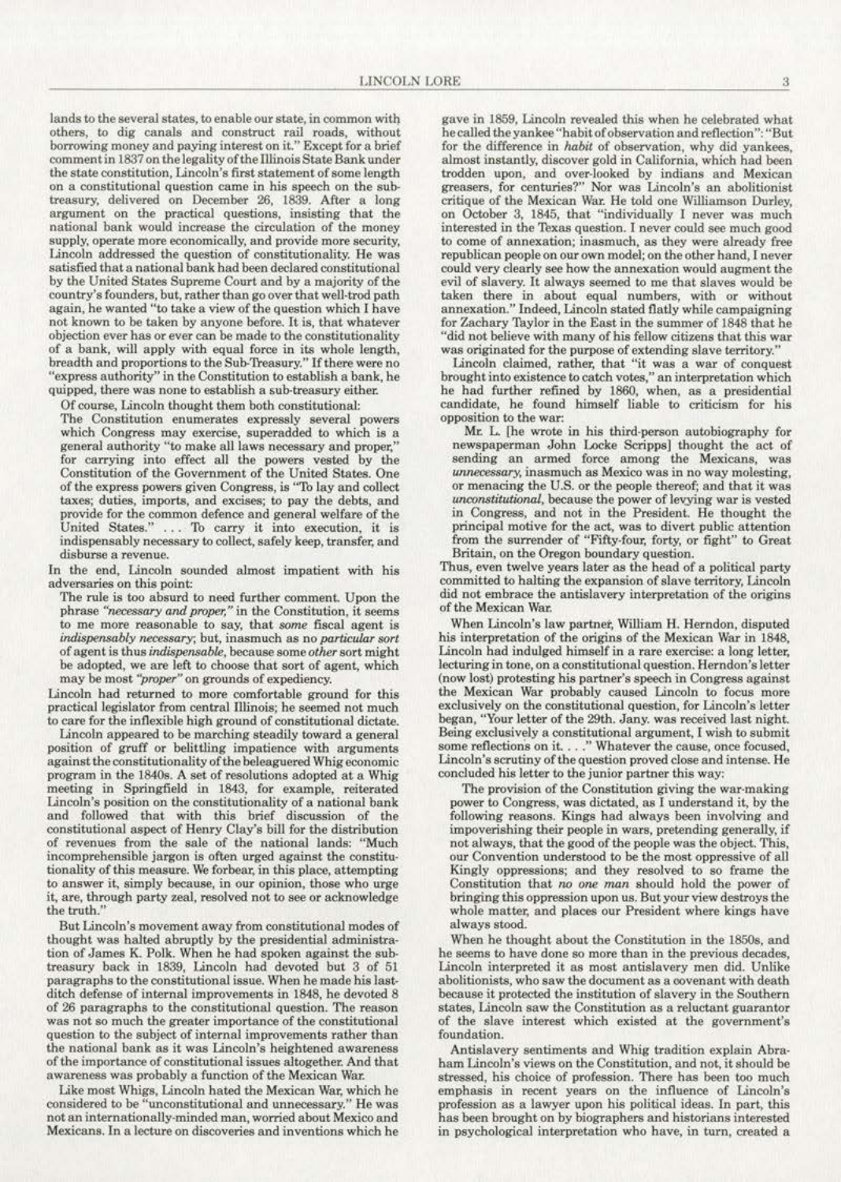lands to the several states, to enable our state, in common with others, to dig canals and construct rail roads, without borrowing money and paying interest on it." Except for a brief comment in 1837 on the legality of the Illinois State Bank under the state constitution, Lincoln's first statement of some length on a constitutional question came in his speech on the sub-treasury, delivered on December 26, 1839. After a long argument on the practical questions, insisting that the national bank would increase the circulation of the money supply, operate more economically, and provide more security, Lincoln addressed the question of constitutionality. He was satisfied that a national bank had been declared constitutional by the United States Supreme Court and by a majority of the country's founders, but, rather than go over that well-trod path again, he wanted "to take a view of the question which I have not known to be taken by anyone before. It is, that whatever objection ever has or ever can be made to the constitutionality of a bank, will apply with equal force in its whole length, breadth and proportions to the Sub-Treasury." If there were no "express authority" in the Constitution to establish a bank, he quipped, there was none to establish a sub-treasury either.

Of course, Lincoln thought them both constitutional:

> The Constitution enumerates expressly several powers which Congress may exercise, superadded to which is a general authority "to make all laws necessary and proper," for carrying into effect all the powers vested by the Constitution of the Government of the United States. One of the express powers given Congress, is "To lay and collect taxes; duties, imports, and excises; to pay the debts, and provide for the common defence and general welfare of the United States." . . . To carry it into execution, it is indispensably necessary to collect, safely keep, transfer, and disburse a revenue.

In the end, Lincoln sounded almost impatient with his adversaries on this point:

> The rule is too absurd to need further comment. Upon the phrase *"necessary and proper,"* in the Constitution, it seems to me more reasonable to say, that *some* fiscal agent is *indispensably necessary*; but, inasmuch as no *particular sort* of agent is thus *indispensable*, because some *other* sort might be adopted, we are left to choose that sort of agent, which may be most *"proper"* on grounds of expediency.

Lincoln had returned to more comfortable ground for this practical legislator from central Illinois; he seemed not much to care for the inflexible high ground of constitutional dictate.

Lincoln appeared to be marching steadily toward a general position of gruff or belittling impatience with arguments against the constitutionality of the beleaguered Whig economic program in the 1840s. A set of resolutions adopted at a Whig meeting in Springfield in 1843, for example, reiterated Lincoln's position on the constitutionality of a national bank and followed that with this brief discussion of the constitutional aspect of Henry Clay's bill for the distribution of revenues from the sale of the national lands: "Much incomprehensible jargon is often urged against the constitutionality of this measure. We forbear, in this place, attempting to answer it, simply because, in our opinion, those who urge it, are, through party zeal, resolved not to see or acknowledge the truth."

But Lincoln's movement away from constitutional modes of thought was halted abruptly by the presidential administration of James K. Polk. When he had spoken against the sub-treasury back in 1839, Lincoln had devoted but 3 of 51 paragraphs to the constitutional issue. When he made his last-ditch defense of internal improvements in 1848, he devoted 8 of 26 paragraphs to the constitutional question. The reason was not so much the greater importance of the constitutional question to the subject of internal improvements rather than the national bank as it was Lincoln's heightened awareness of the importance of constitutional issues altogether. And that awareness was probably a function of the Mexican War.

Like most Whigs, Lincoln hated the Mexican War, which he considered to be "unconstitutional and unnecessary." He was not an internationally-minded man, worried about Mexico and Mexicans. In a lecture on discoveries and inventions which he gave in 1859, Lincoln revealed this when he celebrated what he called the yankee "habit of observation and reflection": "But for the difference in *habit* of observation, why did yankees, almost instantly, discover gold in California, which had been trodden upon, and over-looked by indians and Mexican greasers, for centuries?" Nor was Lincoln's an abolitionist critique of the Mexican War. He told one Williamson Durley, on October 3, 1845, that "individually I never was much interested in the Texas question. I never could see much good to come of annexation; inasmuch, as they were already free republican people on our own model; on the other hand, I never could very clearly see how the annexation would augment the evil of slavery. It always seemed to me that slaves would be taken there in about equal numbers, with or without annexation." Indeed, Lincoln stated flatly while campaigning for Zachary Taylor in the East in the summer of 1848 that he "did not believe with many of his fellow citizens that this war was originated for the purpose of extending slave territory."

Lincoln claimed, rather, that "it was a war of conquest brought into existence to catch votes," an interpretation which he had further refined by 1860, when, as a presidential candidate, he found himself liable to criticism for his opposition to the war:

> Mr. L. [he wrote in his third-person autobiography for newspaperman John Locke Scripps] thought the act of sending an armed force among the Mexicans, was *unnecessary*, inasmuch as Mexico was in no way molesting, or menacing the U.S. or the people thereof; and that it was *unconstitutional*, because the power of levying war is vested in Congress, and not in the President. He thought the principal motive for the act, was to divert public attention from the surrender of "Fifty-four, forty, or fight" to Great Britain, on the Oregon boundary question.

Thus, even twelve years later as the head of a political party committed to halting the expansion of slave territory, Lincoln did not embrace the antislavery interpretation of the origins of the Mexican War.

When Lincoln's law partner, William H. Herndon, disputed his interpretation of the origins of the Mexican War in 1848, Lincoln had indulged himself in a rare exercise: a long letter, lecturing in tone, on a constitutional question. Herndon's letter (now lost) protesting his partner's speech in Congress against the Mexican War probably caused Lincoln to focus more exclusively on the constitutional question, for Lincoln's letter began, "Your letter of the 29th. Jany. was received last night. Being exclusively a constitutional argument, I wish to submit some reflections on it. . . ." Whatever the cause, once focused, Lincoln's scrutiny of the question proved close and intense. He concluded his letter to the junior partner this way:

> The provision of the Constitution giving the war-making power to Congress, was dictated, as I understand it, by the following reasons. Kings had always been involving and impoverishing their people in wars, pretending generally, if not always, that the good of the people was the object. This, our Convention understood to be the most oppressive of all Kingly oppressions; and they resolved to so frame the Constitution that *no one man* should hold the power of bringing this oppression upon us. But your view destroys the whole matter, and places our President where kings have always stood.

When he thought about the Constitution in the 1850s, and he seems to have done so more than in the previous decades, Lincoln interpreted it as most antislavery men did. Unlike abolitionists, who saw the document as a covenant with death because it protected the institution of slavery in the Southern states, Lincoln saw the Constitution as a reluctant guarantor of the slave interest which existed at the government's foundation.

Antislavery sentiments and Whig tradition explain Abraham Lincoln's views on the Constitution, and not, it should be stressed, his choice of profession. There has been too much emphasis in recent years on the influence of Lincoln's profession as a lawyer upon his political ideas. In part, this has been brought on by biographers and historians interested in psychological interpretation who have, in turn, created a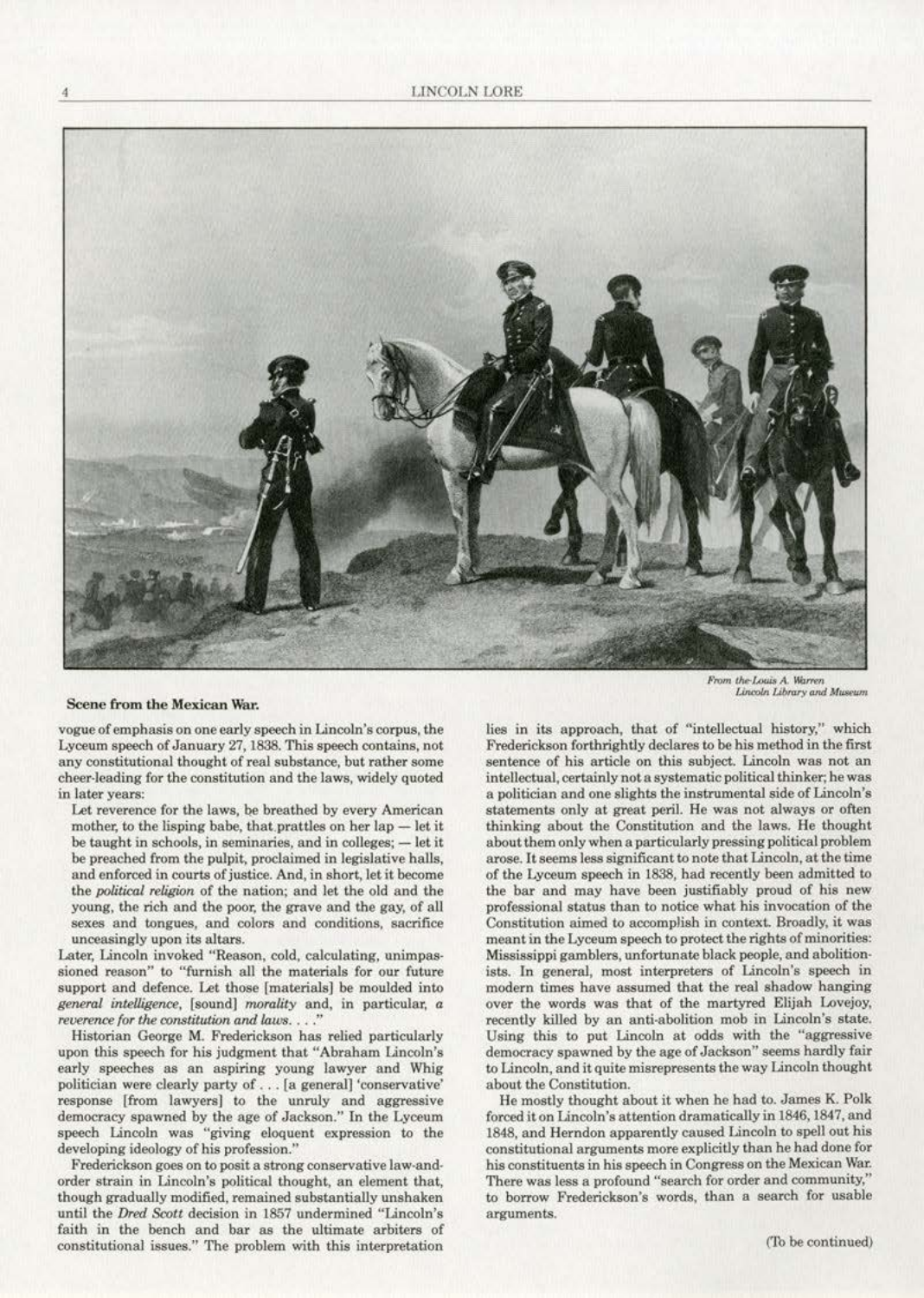Scene from the Mexican War.

From the Louis A. Warren Lincoln Library and Museum

vogue of emphasis on one early speech in Lincoln's corpus, the Lyceum speech of January 27, 1838. This speech contains, not any constitutional thought of real substance, but rather some cheer-leading for the constitution and the laws, widely quoted in later years:

> Let reverence for the laws, be breathed by every American mother, to the lisping babe, that prattles on her lap — let it be taught in schools, in seminaries, and in colleges; — let it be preached from the pulpit, proclaimed in legislative halls, and enforced in courts of justice. And, in short, let it become the *political religion* of the nation; and let the old and the young, the rich and the poor, the grave and the gay, of all sexes and tongues, and colors and conditions, sacrifice unceasingly upon its altars.

Later, Lincoln invoked "Reason, cold, calculating, unimpassioned reason" to "furnish all the materials for our future support and defence. Let those [materials] be moulded into *general intelligence*, [sound] *morality* and, in particular, *a reverence for the constitution and laws*. . . ."

Historian George M. Frederickson has relied particularly upon this speech for his judgment that "Abraham Lincoln's early speeches as an aspiring young lawyer and Whig politician were clearly party of . . . [a general] 'conservative' response [from lawyers] to the unruly and aggressive democracy spawned by the age of Jackson." In the Lyceum speech Lincoln was "giving eloquent expression to the developing ideology of his profession."

Frederickson goes on to posit a strong conservative law-and-order strain in Lincoln's political thought, an element that, though gradually modified, remained substantially unshaken until the *Dred Scott* decision in 1857 undermined "Lincoln's faith in the bench and bar as the ultimate arbiters of constitutional issues." The problem with this interpretation lies in its approach, that of "intellectual history," which Frederickson forthrightly declares to be his method in the first sentence of his article on this subject. Lincoln was not an intellectual, certainly not a systematic political thinker; he was a politician and one slights the instrumental side of Lincoln's statements only at great peril. He was not always or often thinking about the Constitution and the laws. He thought about them only when a particularly pressing political problem arose. It seems less significant to note that Lincoln, at the time of the Lyceum speech in 1838, had recently been admitted to the bar and may have been justifiably proud of his new professional status than to notice what his invocation of the Constitution aimed to accomplish in context. Broadly, it was meant in the Lyceum speech to protect the rights of minorities: Mississippi gamblers, unfortunate black people, and abolitionists. In general, most interpreters of Lincoln's speech in modern times have assumed that the real shadow hanging over the words was that of the martyred Elijah Lovejoy, recently killed by an anti-abolition mob in Lincoln's state. Using this to put Lincoln at odds with the "aggressive democracy spawned by the age of Jackson" seems hardly fair to Lincoln, and it quite misrepresents the way Lincoln thought about the Constitution.

He mostly thought about it when he had to. James K. Polk forced it on Lincoln's attention dramatically in 1846, 1847, and 1848, and Herndon apparently caused Lincoln to spell out his constitutional arguments more explicitly than he had done for his constituents in his speech in Congress on the Mexican War. There was less a profound "search for order and community," to borrow Frederickson's words, than a search for usable arguments.

(To be continued)